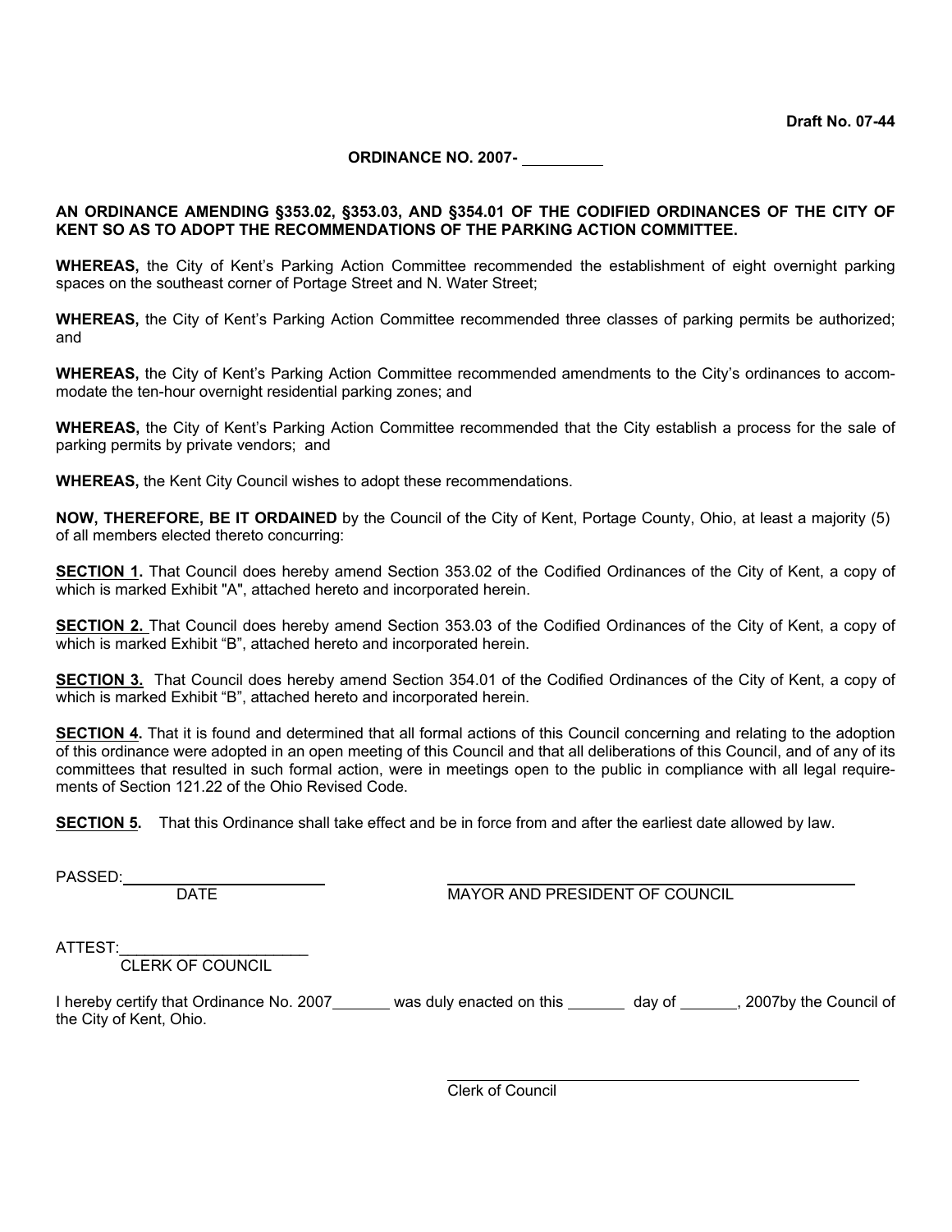**Draft No. 07-44**

**ORDINANCE NO. 2007-** \_\_\_\_\_\_\_\_\_\_

**AN ORDINANCE AMENDING §353.02, §353.03, AND §354.01 OF THE CODIFIED ORDINANCES OF THE CITY OF KENT SO AS TO ADOPT THE RECOMMENDATIONS OF THE PARKING ACTION COMMITTEE.**

**WHEREAS,** the City of Kent's Parking Action Committee recommended the establishment of eight overnight parking spaces on the southeast corner of Portage Street and N. Water Street;

**WHEREAS,** the City of Kent's Parking Action Committee recommended three classes of parking permits be authorized; and

**WHEREAS,** the City of Kent's Parking Action Committee recommended amendments to the City's ordinances to accommodate the ten-hour overnight residential parking zones; and

**WHEREAS,** the City of Kent's Parking Action Committee recommended that the City establish a process for the sale of parking permits by private vendors; and

**WHEREAS,** the Kent City Council wishes to adopt these recommendations.

**NOW, THEREFORE, BE IT ORDAINED** by the Council of the City of Kent, Portage County, Ohio, at least a majority (5) of all members elected thereto concurring:

**SECTION 1.** That Council does hereby amend Section 353.02 of the Codified Ordinances of the City of Kent, a copy of which is marked Exhibit "A", attached hereto and incorporated herein.

**SECTION 2.** That Council does hereby amend Section 353.03 of the Codified Ordinances of the City of Kent, a copy of which is marked Exhibit "B", attached hereto and incorporated herein.

**SECTION 3.** That Council does hereby amend Section 354.01 of the Codified Ordinances of the City of Kent, a copy of which is marked Exhibit "B", attached hereto and incorporated herein.

**SECTION 4.** That it is found and determined that all formal actions of this Council concerning and relating to the adoption of this ordinance were adopted in an open meeting of this Council and that all deliberations of this Council, and of any of its committees that resulted in such formal action, were in meetings open to the public in compliance with all legal requirements of Section 121.22 of the Ohio Revised Code.

**SECTION 5.** That this Ordinance shall take effect and be in force from and after the earliest date allowed by law.

PASSED: \_\_\_\_\_\_\_\_\_\_\_\_\_\_\_\_\_\_\_\_\_\_\_\_
DATE

\_\_\_\_\_\_\_\_\_\_\_\_\_\_\_\_\_\_\_\_\_\_\_\_\_\_\_\_\_\_\_\_\_\_\_\_\_\_\_\_
MAYOR AND PRESIDENT OF COUNCIL

ATTEST: \_\_\_\_\_\_\_\_\_\_\_\_\_\_\_\_\_\_\_\_\_\_
CLERK OF COUNCIL

I hereby certify that Ordinance No. 2007\_\_\_\_\_\_\_ was duly enacted on this \_\_\_\_\_\_\_ day of \_\_\_\_\_\_\_, 2007by the Council of the City of Kent, Ohio.

\_\_\_\_\_\_\_\_\_\_\_\_\_\_\_\_\_\_\_\_\_\_\_\_\_\_\_\_\_\_\_\_\_\_\_\_\_\_\_\_
Clerk of Council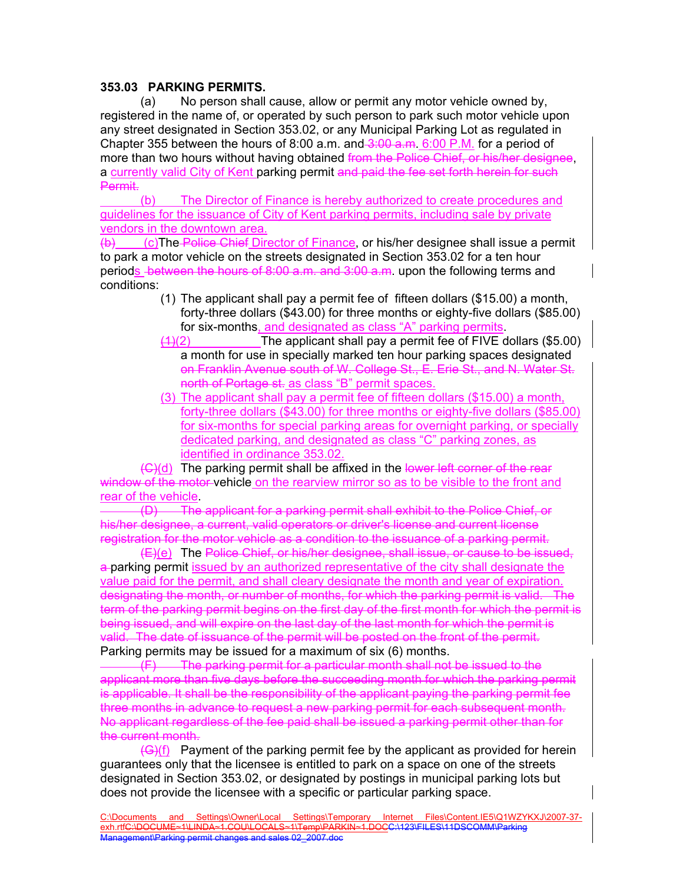**353.03 PARKING PERMITS.**

(a) No person shall cause, allow or permit any motor vehicle owned by, registered in the name of, or operated by such person to park such motor vehicle upon any street designated in Section 353.02, or any Municipal Parking Lot as regulated in Chapter 355 between the hours of 8:00 a.m. and ~~3:00 a.m~~. 6:00 P.M. for a period of more than two hours without having obtained ~~from the Police Chief, or his/her designee~~, a currently valid City of Kent parking permit ~~and paid the fee set forth herein for such Permit.~~

(b) The Director of Finance is hereby authorized to create procedures and guidelines for the issuance of City of Kent parking permits, including sale by private vendors in the downtown area.

~~(b)~~ (c) The ~~Police Chief~~ Director of Finance, or his/her designee shall issue a permit to park a motor vehicle on the streets designated in Section 353.02 for a ten hour periods ~~between the hours of 8:00 a.m. and 3:00 a.m~~. upon the following terms and conditions:

(1) The applicant shall pay a permit fee of fifteen dollars ($15.00) a month, forty-three dollars ($43.00) for three months or eighty-five dollars ($85.00) for six-months, and designated as class "A" parking permits.

~~(1)~~(2) The applicant shall pay a permit fee of FIVE dollars ($5.00) a month for use in specially marked ten hour parking spaces designated ~~on Franklin Avenue south of W. College St., E. Erie St., and N. Water St. north of Portage st.~~ as class "B" permit spaces.

(3) The applicant shall pay a permit fee of fifteen dollars ($15.00) a month, forty-three dollars ($43.00) for three months or eighty-five dollars ($85.00) for six-months for special parking areas for overnight parking, or specially dedicated parking, and designated as class "C" parking zones, as identified in ordinance 353.02.

~~(C)~~(d) The parking permit shall be affixed in the ~~lower left corner of the rear window of the motor~~ vehicle on the rearview mirror so as to be visible to the front and rear of the vehicle.

~~(D) The applicant for a parking permit shall exhibit to the Police Chief, or his/her designee, a current, valid operators or driver's license and current license registration for the motor vehicle as a condition to the issuance of a parking permit.~~

~~(E)~~(e) The ~~Police Chief, or his/her designee, shall issue, or cause to be issued, a~~ parking permit issued by an authorized representative of the city shall designate the value paid for the permit, and shall cleary designate the month and year of expiration. ~~designating the month, or number of months, for which the parking permit is valid. The term of the parking permit begins on the first day of the first month for which the permit is being issued, and will expire on the last day of the last month for which the permit is valid. The date of issuance of the permit will be posted on the front of the permit.~~ Parking permits may be issued for a maximum of six (6) months.

~~(F) The parking permit for a particular month shall not be issued to the applicant more than five days before the succeeding month for which the parking permit is applicable. It shall be the responsibility of the applicant paying the parking permit fee three months in advance to request a new parking permit for each subsequent month. No applicant regardless of the fee paid shall be issued a parking permit other than for the current month.~~

~~(G)~~(f) Payment of the parking permit fee by the applicant as provided for herein guarantees only that the licensee is entitled to park on a space on one of the streets designated in Section 353.02, or designated by postings in municipal parking lots but does not provide the licensee with a specific or particular parking space.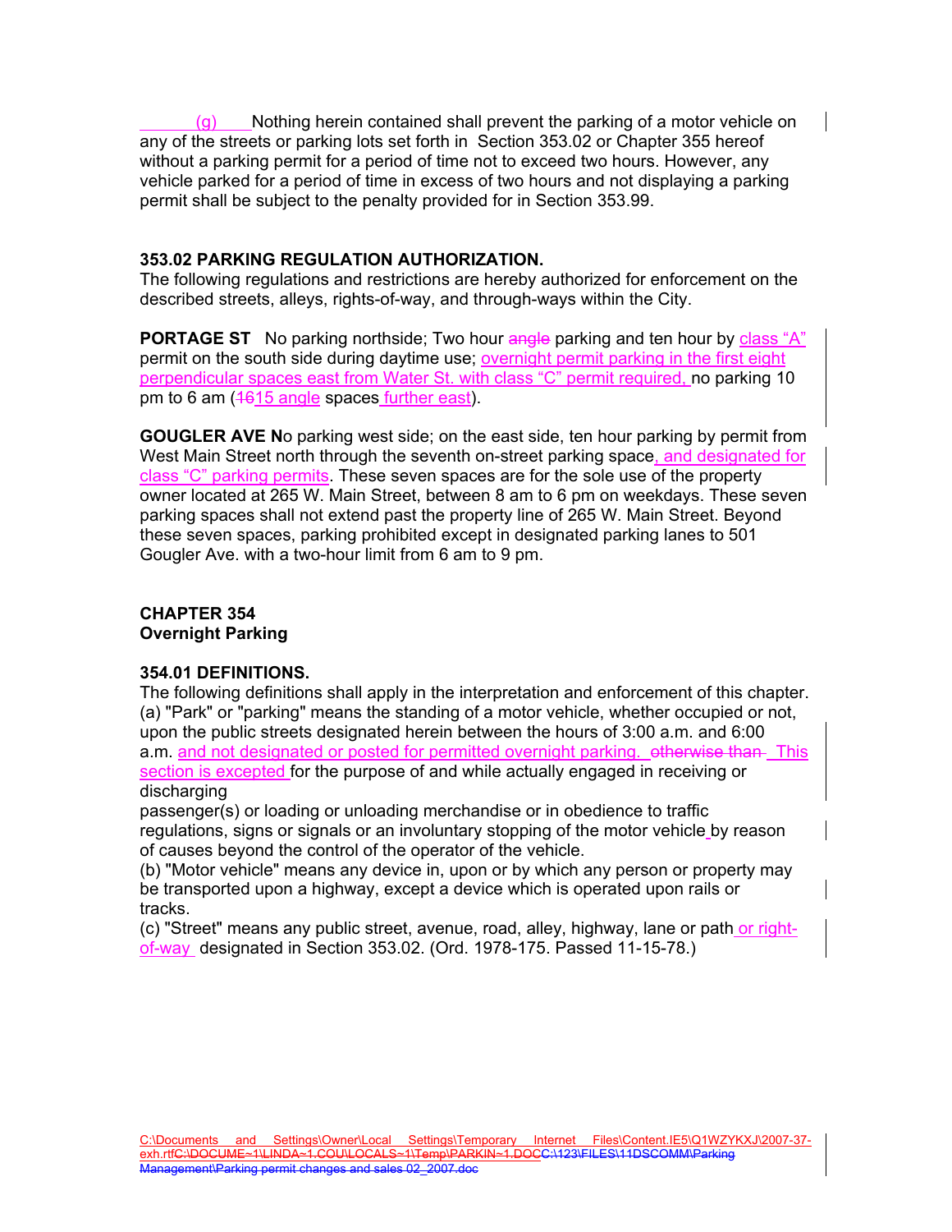(g) Nothing herein contained shall prevent the parking of a motor vehicle on any of the streets or parking lots set forth in Section 353.02 or Chapter 355 hereof without a parking permit for a period of time not to exceed two hours. However, any vehicle parked for a period of time in excess of two hours and not displaying a parking permit shall be subject to the penalty provided for in Section 353.99.

**353.02 PARKING REGULATION AUTHORIZATION.**
The following regulations and restrictions are hereby authorized for enforcement on the described streets, alleys, rights-of-way, and through-ways within the City.

**PORTAGE ST** No parking northside; Two hour ~~angle~~ parking and ten hour by class "A" permit on the south side during daytime use; overnight permit parking in the first eight perpendicular spaces east from Water St. with class "C" permit required, no parking 10 pm to 6 am (~~16~~15 angle spaces further east).

**GOUGLER AVE N**o parking west side; on the east side, ten hour parking by permit from West Main Street north through the seventh on-street parking space, and designated for class "C" parking permits. These seven spaces are for the sole use of the property owner located at 265 W. Main Street, between 8 am to 6 pm on weekdays. These seven parking spaces shall not extend past the property line of 265 W. Main Street. Beyond these seven spaces, parking prohibited except in designated parking lanes to 501 Gougler Ave. with a two-hour limit from 6 am to 9 pm.

**CHAPTER 354**
**Overnight Parking**

**354.01 DEFINITIONS.**
The following definitions shall apply in the interpretation and enforcement of this chapter.
(a) "Park" or "parking" means the standing of a motor vehicle, whether occupied or not, upon the public streets designated herein between the hours of 3:00 a.m. and 6:00 a.m. and not designated or posted for permitted overnight parking. ~~otherwise than~~ This section is excepted for the purpose of and while actually engaged in receiving or discharging
passenger(s) or loading or unloading merchandise or in obedience to traffic regulations, signs or signals or an involuntary stopping of the motor vehicle by reason of causes beyond the control of the operator of the vehicle.
(b) "Motor vehicle" means any device in, upon or by which any person or property may be transported upon a highway, except a device which is operated upon rails or tracks.
(c) "Street" means any public street, avenue, road, alley, highway, lane or path or right-of-way designated in Section 353.02. (Ord. 1978-175. Passed 11-15-78.)